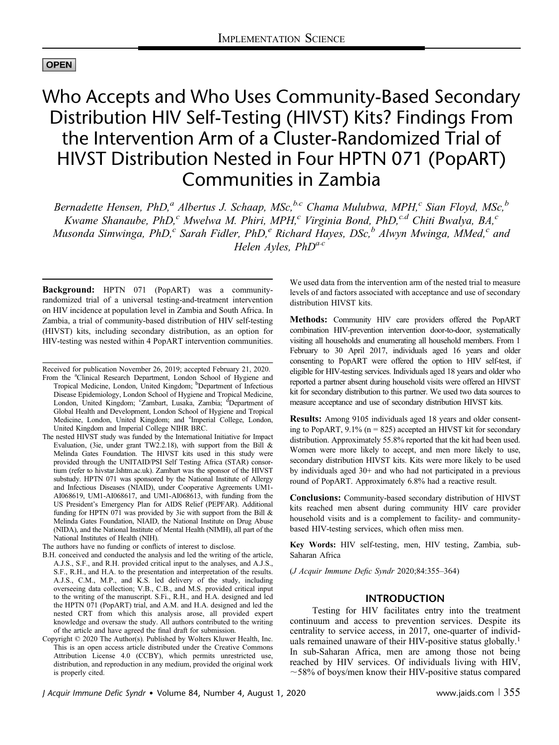OPEN

# Who Accepts and Who Uses Community-Based Secondary Distribution HIV Self-Testing (HIVST) Kits? Findings From the Intervention Arm of a Cluster-Randomized Trial of HIVST Distribution Nested in Four HPTN 071 (PopART) Communities in Zambia

*Bernadette Hensen, PhD,[a] Albertus J. Schaap, MSc,[b,c] Chama Mulubwa, MPH,[c] Sian Floyd, MSc,[b] Kwame Shanaube, PhD,[c] Mwelwa M. Phiri, MPH,[c] Virginia Bond, PhD,[c,d] Chiti Bwalya, BA,[c] Musonda Simwinga, PhD,[c] Sarah Fidler, PhD,[e] Richard Hayes, DSc,[b] Alwyn Mwinga, MMed,[c] and Helen Ayles, PhD[a,c]*

**Background:** HPTN 071 (PopART) was a community-randomized trial of a universal testing-and-treatment intervention on HIV incidence at population level in Zambia and South Africa. In Zambia, a trial of community-based distribution of HIV self-testing (HIVST) kits, including secondary distribution, as an option for HIV-testing was nested within 4 PopART intervention communities. We used data from the intervention arm of the nested trial to measure levels of and factors associated with acceptance and use of secondary distribution HIVST kits.

**Methods:** Community HIV care providers offered the PopART combination HIV-prevention intervention door-to-door, systematically visiting all households and enumerating all household members. From 1 February to 30 April 2017, individuals aged 16 years and older consenting to PopART were offered the option to HIV self-test, if eligible for HIV-testing services. Individuals aged 18 years and older who reported a partner absent during household visits were offered an HIVST kit for secondary distribution to this partner. We used two data sources to measure acceptance and use of secondary distribution HIVST kits.

**Results:** Among 9105 individuals aged 18 years and older consenting to PopART, 9.1% (n = 825) accepted an HIVST kit for secondary distribution. Approximately 55.8% reported that the kit had been used. Women were more likely to accept, and men more likely to use, secondary distribution HIVST kits. Kits were more likely to be used by individuals aged 30+ and who had not participated in a previous round of PopART. Approximately 6.8% had a reactive result.

**Conclusions:** Community-based secondary distribution of HIVST kits reached men absent during community HIV care provider household visits and is a complement to facility- and community-based HIV-testing services, which often miss men.

**Key Words:** HIV self-testing, men, HIV testing, Zambia, sub-Saharan Africa

(*J Acquir Immune Defic Syndr* 2020;84:355–364)

Received for publication November 26, 2019; accepted February 21, 2020.

From the [a]Clinical Research Department, London School of Hygiene and Tropical Medicine, London, United Kingdom; [b]Department of Infectious Disease Epidemiology, London School of Hygiene and Tropical Medicine, London, United Kingdom; [c]Zambart, Lusaka, Zambia; [d]Department of Global Health and Development, London School of Hygiene and Tropical Medicine, London, United Kingdom; and [e]Imperial College, London, United Kingdom and Imperial College NIHR BRC.

The nested HIVST study was funded by the International Initiative for Impact Evaluation, (3ie, under grant TW2.2.18), with support from the Bill & Melinda Gates Foundation. The HIVST kits used in this study were provided through the UNITAID/PSI Self Testing Africa (STAR) consortium (refer to hivstar.lshtm.ac.uk). Zambart was the sponsor of the HIVST substudy. HPTN 071 was sponsored by the National Institute of Allergy and Infectious Diseases (NIAID), under Cooperative Agreements UM1-AI068619, UM1-AI068617, and UM1-AI068613, with funding from the US President's Emergency Plan for AIDS Relief (PEPFAR). Additional funding for HPTN 071 was provided by 3ie with support from the Bill & Melinda Gates Foundation, NIAID, the National Institute on Drug Abuse (NIDA), and the National Institute of Mental Health (NIMH), all part of the National Institutes of Health (NIH).

The authors have no funding or conflicts of interest to disclose.

B.H. conceived and conducted the analysis and led the writing of the article, A.J.S., S.F., and R.H. provided critical input to the analyses, and A.J.S., S.F., R.H., and H.A. to the presentation and interpretation of the results. A.J.S., C.M., M.P., and K.S. led delivery of the study, including overseeing data collection; V.B., C.B., and M.S. provided critical input to the writing of the manuscript. S.Fi., R.H., and H.A. designed and led the HPTN 071 (PopART) trial, and A.M. and H.A. designed and led the nested CRT from which this analysis arose, all provided expert knowledge and oversaw the study. All authors contributed to the writing of the article and have agreed the final draft for submission.

Copyright © 2020 The Author(s). Published by Wolters Kluwer Health, Inc. This is an open access article distributed under the Creative Commons Attribution License 4.0 (CCBY), which permits unrestricted use, distribution, and reproduction in any medium, provided the original work is properly cited.

## INTRODUCTION

Testing for HIV facilitates entry into the treatment continuum and access to prevention services. Despite its centrality to service access, in 2017, one-quarter of individuals remained unaware of their HIV-positive status globally.[1] In sub-Saharan Africa, men are among those not being reached by HIV services. Of individuals living with HIV, ~58% of boys/men know their HIV-positive status compared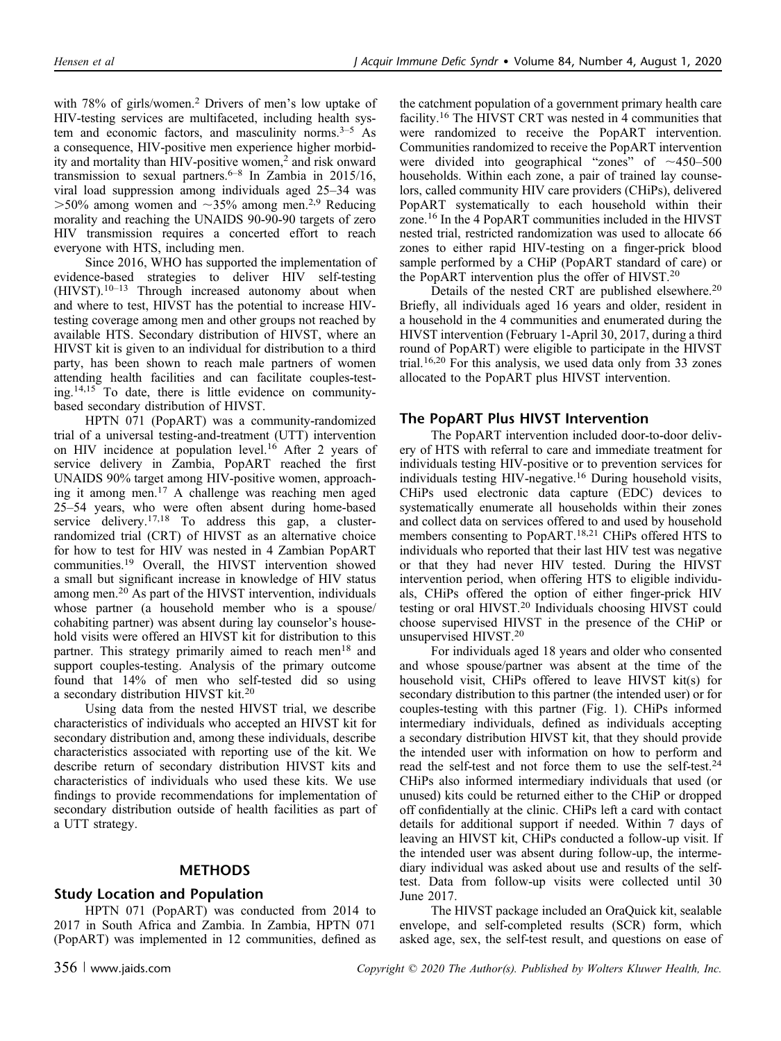with 78% of girls/women.[2] Drivers of men's low uptake of HIV-testing services are multifaceted, including health system and economic factors, and masculinity norms.[3–5] As a consequence, HIV-positive men experience higher morbidity and mortality than HIV-positive women,[2] and risk onward transmission to sexual partners.[6–8] In Zambia in 2015/16, viral load suppression among individuals aged 25–34 was >50% among women and ~35% among men.[2,9] Reducing morality and reaching the UNAIDS 90-90-90 targets of zero HIV transmission requires a concerted effort to reach everyone with HTS, including men.

Since 2016, WHO has supported the implementation of evidence-based strategies to deliver HIV self-testing (HIVST).[10–13] Through increased autonomy about when and where to test, HIVST has the potential to increase HIV-testing coverage among men and other groups not reached by available HTS. Secondary distribution of HIVST, where an HIVST kit is given to an individual for distribution to a third party, has been shown to reach male partners of women attending health facilities and can facilitate couples-testing.[14,15] To date, there is little evidence on community-based secondary distribution of HIVST.

HPTN 071 (PopART) was a community-randomized trial of a universal testing-and-treatment (UTT) intervention on HIV incidence at population level.[16] After 2 years of service delivery in Zambia, PopART reached the first UNAIDS 90% target among HIV-positive women, approaching it among men.[17] A challenge was reaching men aged 25–54 years, who were often absent during home-based service delivery.[17,18] To address this gap, a cluster-randomized trial (CRT) of HIVST as an alternative choice for how to test for HIV was nested in 4 Zambian PopART communities.[19] Overall, the HIVST intervention showed a small but significant increase in knowledge of HIV status among men.[20] As part of the HIVST intervention, individuals whose partner (a household member who is a spouse/cohabiting partner) was absent during lay counselor's household visits were offered an HIVST kit for distribution to this partner. This strategy primarily aimed to reach men[18] and support couples-testing. Analysis of the primary outcome found that 14% of men who self-tested did so using a secondary distribution HIVST kit.[20]

Using data from the nested HIVST trial, we describe characteristics of individuals who accepted an HIVST kit for secondary distribution and, among these individuals, describe characteristics associated with reporting use of the kit. We describe return of secondary distribution HIVST kits and characteristics of individuals who used these kits. We use findings to provide recommendations for implementation of secondary distribution outside of health facilities as part of a UTT strategy.

## METHODS

### Study Location and Population

HPTN 071 (PopART) was conducted from 2014 to 2017 in South Africa and Zambia. In Zambia, HPTN 071 (PopART) was implemented in 12 communities, defined as the catchment population of a government primary health care facility.[16] The HIVST CRT was nested in 4 communities that were randomized to receive the PopART intervention. Communities randomized to receive the PopART intervention were divided into geographical "zones" of ~450–500 households. Within each zone, a pair of trained lay counselors, called community HIV care providers (CHiPs), delivered PopART systematically to each household within their zone.[16] In the 4 PopART communities included in the HIVST nested trial, restricted randomization was used to allocate 66 zones to either rapid HIV-testing on a finger-prick blood sample performed by a CHiP (PopART standard of care) or the PopART intervention plus the offer of HIVST.[20]

Details of the nested CRT are published elsewhere.[20] Briefly, all individuals aged 16 years and older, resident in a household in the 4 communities and enumerated during the HIVST intervention (February 1-April 30, 2017, during a third round of PopART) were eligible to participate in the HIVST trial.[16,20] For this analysis, we used data only from 33 zones allocated to the PopART plus HIVST intervention.

### The PopART Plus HIVST Intervention

The PopART intervention included door-to-door delivery of HTS with referral to care and immediate treatment for individuals testing HIV-positive or to prevention services for individuals testing HIV-negative.[16] During household visits, CHiPs used electronic data capture (EDC) devices to systematically enumerate all households within their zones and collect data on services offered to and used by household members consenting to PopART.[18,21] CHiPs offered HTS to individuals who reported that their last HIV test was negative or that they had never HIV tested. During the HIVST intervention period, when offering HTS to eligible individuals, CHiPs offered the option of either finger-prick HIV testing or oral HIVST.[20] Individuals choosing HIVST could choose supervised HIVST in the presence of the CHiP or unsupervised HIVST.[20]

For individuals aged 18 years and older who consented and whose spouse/partner was absent at the time of the household visit, CHiPs offered to leave HIVST kit(s) for secondary distribution to this partner (the intended user) or for couples-testing with this partner (Fig. 1). CHiPs informed intermediary individuals, defined as individuals accepting a secondary distribution HIVST kit, that they should provide the intended user with information on how to perform and read the self-test and not force them to use the self-test.[24] CHiPs also informed intermediary individuals that used (or unused) kits could be returned either to the CHiP or dropped off confidentially at the clinic. CHiPs left a card with contact details for additional support if needed. Within 7 days of leaving an HIVST kit, CHiPs conducted a follow-up visit. If the intended user was absent during follow-up, the intermediary individual was asked about use and results of the self-test. Data from follow-up visits were collected until 30 June 2017.

The HIVST package included an OraQuick kit, sealable envelope, and self-completed results (SCR) form, which asked age, sex, the self-test result, and questions on ease of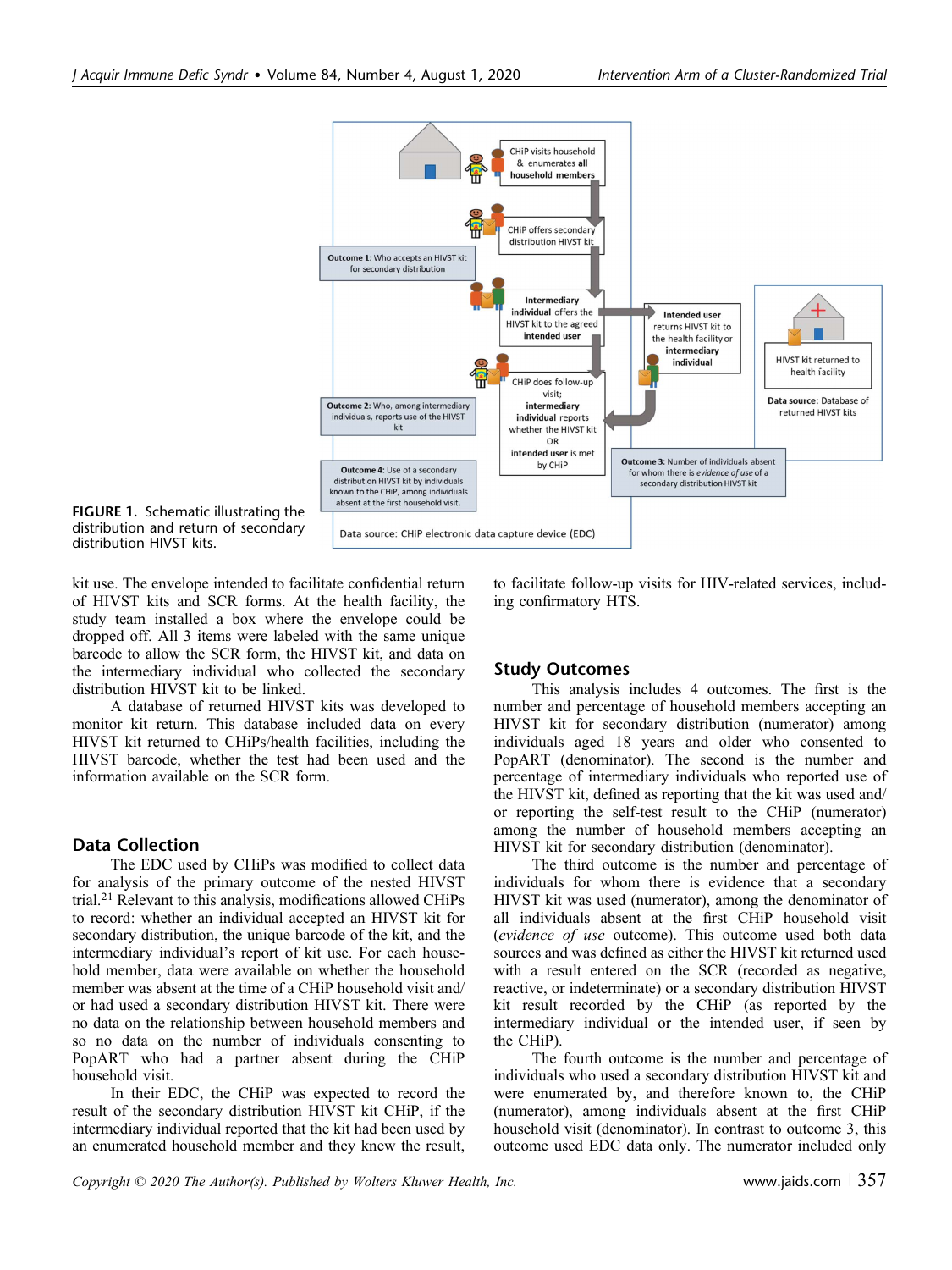FIGURE 1. Schematic illustrating the distribution and return of secondary distribution HIVST kits.

kit use. The envelope intended to facilitate confidential return of HIVST kits and SCR forms. At the health facility, the study team installed a box where the envelope could be dropped off. All 3 items were labeled with the same unique barcode to allow the SCR form, the HIVST kit, and data on the intermediary individual who collected the secondary distribution HIVST kit to be linked.

A database of returned HIVST kits was developed to monitor kit return. This database included data on every HIVST kit returned to CHiPs/health facilities, including the HIVST barcode, whether the test had been used and the information available on the SCR form.

## Data Collection

The EDC used by CHiPs was modified to collect data for analysis of the primary outcome of the nested HIVST trial.[21] Relevant to this analysis, modifications allowed CHiPs to record: whether an individual accepted an HIVST kit for secondary distribution, the unique barcode of the kit, and the intermediary individual's report of kit use. For each household member, data were available on whether the household member was absent at the time of a CHiP household visit and/or had used a secondary distribution HIVST kit. There were no data on the relationship between household members and so no data on the number of individuals consenting to PopART who had a partner absent during the CHiP household visit.

In their EDC, the CHiP was expected to record the result of the secondary distribution HIVST kit CHiP, if the intermediary individual reported that the kit had been used by an enumerated household member and they knew the result, to facilitate follow-up visits for HIV-related services, including confirmatory HTS.

## Study Outcomes

This analysis includes 4 outcomes. The first is the number and percentage of household members accepting an HIVST kit for secondary distribution (numerator) among individuals aged 18 years and older who consented to PopART (denominator). The second is the number and percentage of intermediary individuals who reported use of the HIVST kit, defined as reporting that the kit was used and/or reporting the self-test result to the CHiP (numerator) among the number of household members accepting an HIVST kit for secondary distribution (denominator).

The third outcome is the number and percentage of individuals for whom there is evidence that a secondary HIVST kit was used (numerator), among the denominator of all individuals absent at the first CHiP household visit (*evidence of use* outcome). This outcome used both data sources and was defined as either the HIVST kit returned with a result entered on the SCR (recorded as negative, reactive, or indeterminate) or a secondary distribution HIVST kit result recorded by the CHiP (as reported by the intermediary individual or the intended user, if seen by the CHiP).

The fourth outcome is the number and percentage of individuals who used a secondary distribution HIVST kit and were enumerated by, and therefore known to, the CHiP (numerator), among individuals absent at the first CHiP household visit (denominator). In contrast to outcome 3, this outcome used EDC data only. The numerator included only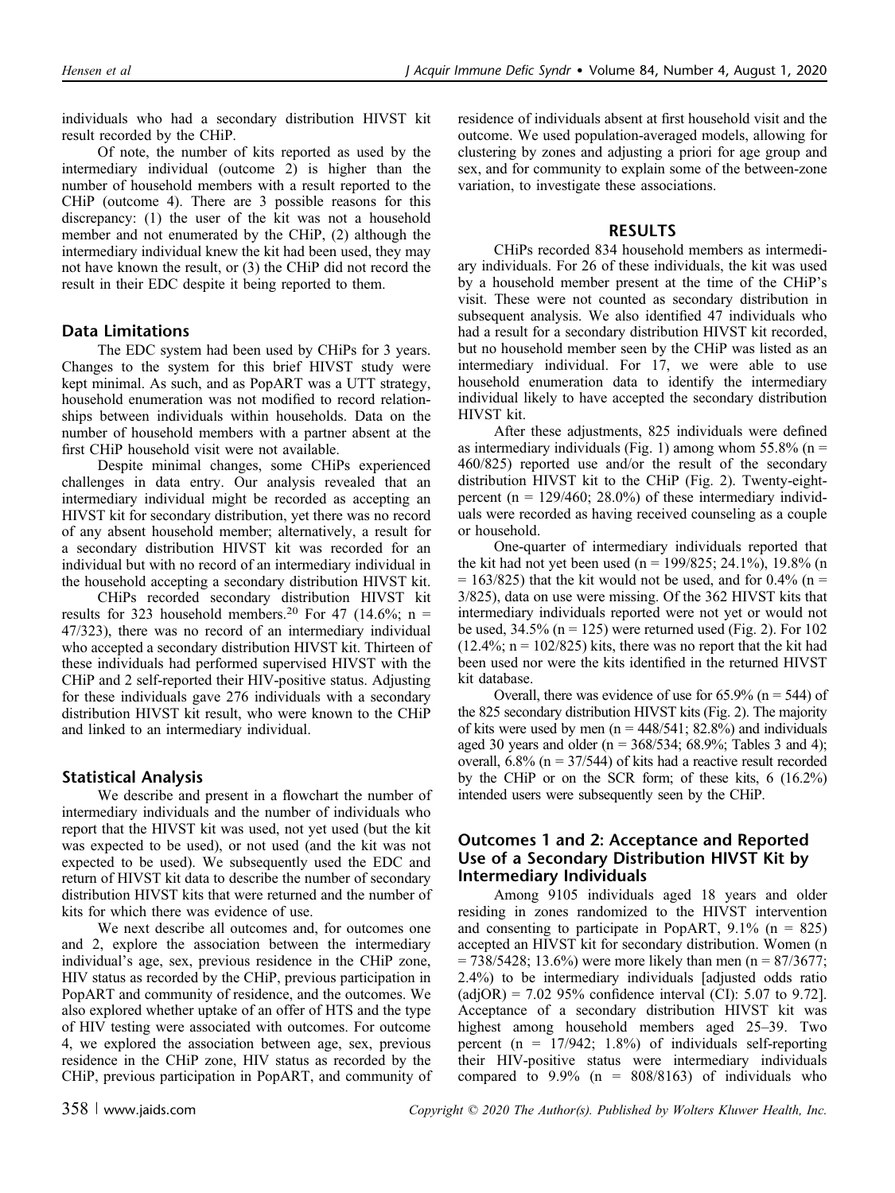individuals who had a secondary distribution HIVST kit result recorded by the CHiP.

Of note, the number of kits reported as used by the intermediary individual (outcome 2) is higher than the number of household members with a result reported to the CHiP (outcome 4). There are 3 possible reasons for this discrepancy: (1) the user of the kit was not a household member and not enumerated by the CHiP, (2) although the intermediary individual knew the kit had been used, they may not have known the result, or (3) the CHiP did not record the result in their EDC despite it being reported to them.

### Data Limitations

The EDC system had been used by CHiPs for 3 years. Changes to the system for this brief HIVST study were kept minimal. As such, and as PopART was a UTT strategy, household enumeration was not modified to record relationships between individuals within households. Data on the number of household members with a partner absent at the first CHiP household visit were not available.

Despite minimal changes, some CHiPs experienced challenges in data entry. Our analysis revealed that an intermediary individual might be recorded as accepting an HIVST kit for secondary distribution, yet there was no record of any absent household member; alternatively, a result for a secondary distribution HIVST kit was recorded for an individual but with no record of an intermediary individual in the household accepting a secondary distribution HIVST kit.

CHiPs recorded secondary distribution HIVST kit results for 323 household members.[20] For 47 (14.6%; n = 47/323), there was no record of an intermediary individual who accepted a secondary distribution HIVST kit. Thirteen of these individuals had performed supervised HIVST with the CHiP and 2 self-reported their HIV-positive status. Adjusting for these individuals gave 276 individuals with a secondary distribution HIVST kit result, who were known to the CHiP and linked to an intermediary individual.

### Statistical Analysis

We describe and present in a flowchart the number of intermediary individuals and the number of individuals who report that the HIVST kit was used, not yet used (but the kit was expected to be used), or not used (and the kit was not expected to be used). We subsequently used the EDC and return of HIVST kit data to describe the number of secondary distribution HIVST kits that were returned and the number of kits for which there was evidence of use.

We next describe all outcomes and, for outcomes one and 2, explore the association between the intermediary individual's age, sex, previous residence in the CHiP zone, HIV status as recorded by the CHiP, previous participation in PopART and community of residence, and the outcomes. We also explored whether uptake of an offer of HTS and the type of HIV testing were associated with outcomes. For outcome 4, we explored the association between age, sex, previous residence in the CHiP zone, HIV status as recorded by the CHiP, previous participation in PopART, and community of residence of individuals absent at first household visit and the outcome. We used population-averaged models, allowing for clustering by zones and adjusting a priori for age group and sex, and for community to explain some of the between-zone variation, to investigate these associations.

## RESULTS

CHiPs recorded 834 household members as intermediary individuals. For 26 of these individuals, the kit was used by a household member present at the time of the CHiP's visit. These were not counted as secondary distribution in subsequent analysis. We also identified 47 individuals who had a result for a secondary distribution HIVST kit recorded, but no household member seen by the CHiP was listed as an intermediary individual. For 17, we were able to use household enumeration data to identify the intermediary individual likely to have accepted the secondary distribution HIVST kit.

After these adjustments, 825 individuals were defined as intermediary individuals (Fig. 1) among whom 55.8% (n = 460/825) reported use and/or the result of the secondary distribution HIVST kit to the CHiP (Fig. 2). Twenty-eight-percent (n = 129/460; 28.0%) of these intermediary individuals were recorded as having received counseling as a couple or household.

One-quarter of intermediary individuals reported that the kit had not yet been used (n = 199/825; 24.1%), 19.8% (n = 163/825) that the kit would not be used, and for 0.4% (n = 3/825), data on use were missing. Of the 362 HIVST kits that intermediary individuals reported were not yet or would not be used, 34.5% (n = 125) were returned used (Fig. 2). For 102 (12.4%; n = 102/825) kits, there was no report that the kit had been used nor were the kits identified in the returned HIVST kit database.

Overall, there was evidence of use for 65.9% (n = 544) of the 825 secondary distribution HIVST kits (Fig. 2). The majority of kits were used by men (n = 448/541; 82.8%) and individuals aged 30 years and older (n = 368/534; 68.9%; Tables 3 and 4); overall, 6.8% (n = 37/544) of kits had a reactive result recorded by the CHiP or on the SCR form; of these kits, 6 (16.2%) intended users were subsequently seen by the CHiP.

### Outcomes 1 and 2: Acceptance and Reported Use of a Secondary Distribution HIVST Kit by Intermediary Individuals

Among 9105 individuals aged 18 years and older residing in zones randomized to the HIVST intervention and consenting to participate in PopART, 9.1% (n = 825) accepted an HIVST kit for secondary distribution. Women (n = 738/5428; 13.6%) were more likely than men (n = 87/3677; 2.4%) to be intermediary individuals [adjusted odds ratio (adjOR) = 7.02 95% confidence interval (CI): 5.07 to 9.72]. Acceptance of a secondary distribution HIVST kit was highest among household members aged 25–39. Two percent (n = 17/942; 1.8%) of individuals self-reporting their HIV-positive status were intermediary individuals compared to 9.9% (n = 808/8163) of individuals who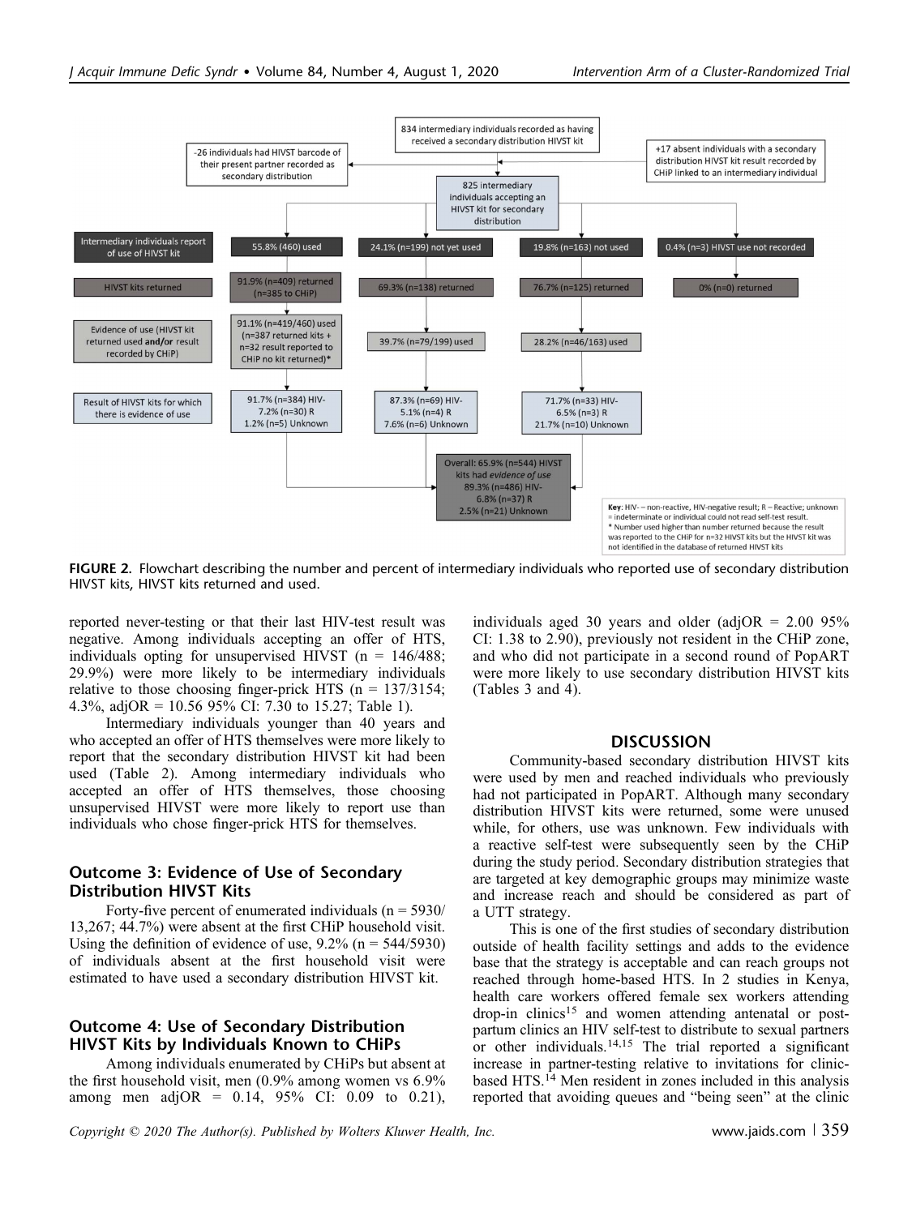834 intermediary individuals recorded as having received a secondary distribution HIVST kit

-26 individuals had HIVST barcode of their present partner recorded as secondary distribution

+17 absent individuals with a secondary distribution HIVST kit result recorded by CHiP linked to an intermediary individual

825 intermediary individuals accepting an HIVST kit for secondary distribution

| | | | | |
|---|---|---|---|---|
| Intermediary individuals report of use of HIVST kit | 55.8% (460) used | 24.1% (n=199) not yet used | 19.8% (n=163) not used | 0.4% (n=3) HIVST use not recorded |
| HIVST kits returned | 91.9% (n=409) returned (n=385 to CHiP) | 69.3% (n=138) returned | 76.7% (n=125) returned | 0% (n=0) returned |
| Evidence of use (HIVST kit returned used **and/or** result recorded by CHiP) | 91.1% (n=419/460) used (n=387 returned kits + n=32 result reported to CHiP no kit returned)* | 39.7% (n=79/199) used | 28.2% (n=46/163) used | |
| Result of HIVST kits for which there is evidence of use | 91.7% (n=384) HIV- 7.2% (n=30) R 1.2% (n=5) Unknown | 87.3% (n=69) HIV- 5.1% (n=4) R 7.6% (n=6) Unknown | 71.7% (n=33) HIV- 6.5% (n=3) R 21.7% (n=10) Unknown | |

Overall: 65.9% (n=544) HIVST kits had *evidence of use* 89.3% (n=486) HIV- 6.8% (n=37) R 2.5% (n=21) Unknown

**Key**: HIV- – non-reactive, HIV-negative result; R – Reactive; unknown = indeterminate or individual could not read self-test result.
* Number used higher than number returned because the result was reported to the CHiP for n=32 HIVST kits but the HIVST kit was not identified in the database of returned HIVST kits

**FIGURE 2.** Flowchart describing the number and percent of intermediary individuals who reported use of secondary distribution HIVST kits, HIVST kits returned and used.

reported never-testing or that their last HIV-test result was negative. Among individuals accepting an offer of HTS, individuals opting for unsupervised HIVST (n = 146/488; 29.9%) were more likely to be intermediary individuals relative to those choosing finger-prick HTS (n = 137/3154; 4.3%, adjOR = 10.56 95% CI: 7.30 to 15.27; Table 1).

Intermediary individuals younger than 40 years and who accepted an offer of HTS themselves were more likely to report that the secondary distribution HIVST kit had been used (Table 2). Among intermediary individuals who accepted an offer of HTS themselves, those choosing unsupervised HIVST were more likely to report use than individuals who chose finger-prick HTS for themselves.

### Outcome 3: Evidence of Use of Secondary Distribution HIVST Kits

Forty-five percent of enumerated individuals (n = 5930/13,267; 44.7%) were absent at the first CHiP household visit. Using the definition of evidence of use, 9.2% (n = 544/5930) of individuals absent at the first household visit were estimated to have used a secondary distribution HIVST kit.

### Outcome 4: Use of Secondary Distribution HIVST Kits by Individuals Known to CHiPs

Among individuals enumerated by CHiPs but absent at the first household visit, men (0.9% among women vs 6.9% among men adjOR = 0.14, 95% CI: 0.09 to 0.21), individuals aged 30 years and older (adjOR = 2.00 95% CI: 1.38 to 2.90), previously not resident in the CHiP zone, and who did not participate in a second round of PopART were more likely to use secondary distribution HIVST kits (Tables 3 and 4).

## DISCUSSION

Community-based secondary distribution HIVST kits were used by men and reached individuals who previously had not participated in PopART. Although many secondary distribution HIVST kits were returned, some were unused while, for others, use was unknown. Few individuals with a reactive self-test were subsequently seen by the CHiP during the study period. Secondary distribution strategies that are targeted at key demographic groups may minimize waste and increase reach and should be considered as part of a UTT strategy.

This is one of the first studies of secondary distribution outside of health facility settings and adds to the evidence base that the strategy is acceptable and can reach groups not reached through home-based HTS. In 2 studies in Kenya, health care workers offered female sex workers attending drop-in clinics[15] and women attending antenatal or post-partum clinics an HIV self-test to distribute to sexual partners or other individuals.[14,15] The trial reported a significant increase in partner-testing relative to invitations for clinic-based HTS.[14] Men resident in zones included in this analysis reported that avoiding queues and "being seen" at the clinic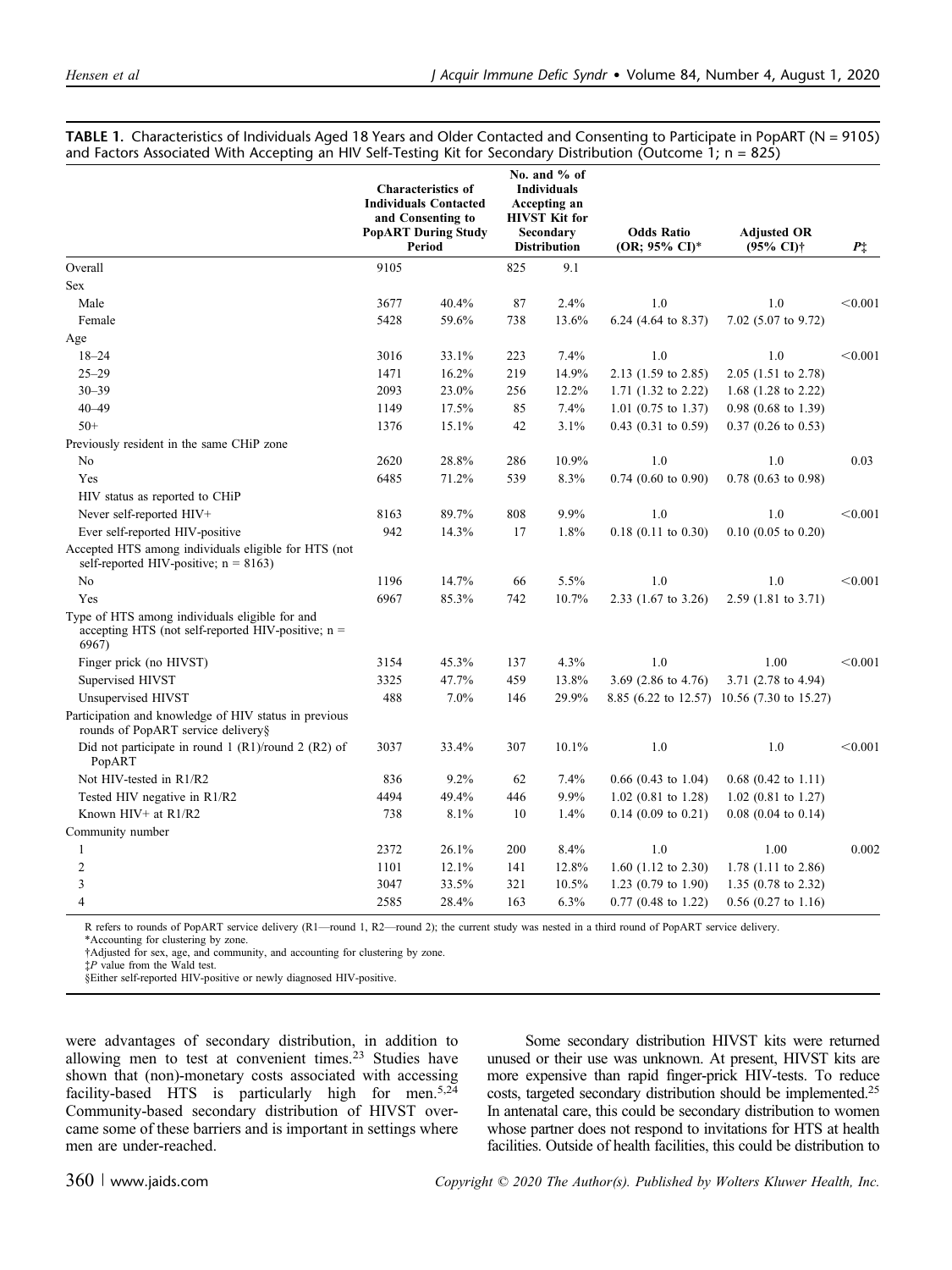**TABLE 1.** Characteristics of Individuals Aged 18 Years and Older Contacted and Consenting to Participate in PopART (N = 9105) and Factors Associated With Accepting an HIV Self-Testing Kit for Secondary Distribution (Outcome 1; n = 825)

| | Characteristics of Individuals Contacted and Consenting to PopART During Study Period | | No. and % of Individuals Accepting an HIVST Kit for Secondary Distribution | | Odds Ratio (OR; 95% CI)* | Adjusted OR (95% CI)† | P‡ |
|---|---|---|---|---|---|---|---|
| Overall | 9105 | | 825 | 9.1 | | | |
| Sex | | | | | | | |
| Male | 3677 | 40.4% | 87 | 2.4% | 1.0 | 1.0 | <0.001 |
| Female | 5428 | 59.6% | 738 | 13.6% | 6.24 (4.64 to 8.37) | 7.02 (5.07 to 9.72) | |
| Age | | | | | | | |
| 18–24 | 3016 | 33.1% | 223 | 7.4% | 1.0 | 1.0 | <0.001 |
| 25–29 | 1471 | 16.2% | 219 | 14.9% | 2.13 (1.59 to 2.85) | 2.05 (1.51 to 2.78) | |
| 30–39 | 2093 | 23.0% | 256 | 12.2% | 1.71 (1.32 to 2.22) | 1.68 (1.28 to 2.22) | |
| 40–49 | 1149 | 17.5% | 85 | 7.4% | 1.01 (0.75 to 1.37) | 0.98 (0.68 to 1.39) | |
| 50+ | 1376 | 15.1% | 42 | 3.1% | 0.43 (0.31 to 0.59) | 0.37 (0.26 to 0.53) | |
| Previously resident in the same CHiP zone | | | | | | | |
| No | 2620 | 28.8% | 286 | 10.9% | 1.0 | 1.0 | 0.03 |
| Yes | 6485 | 71.2% | 539 | 8.3% | 0.74 (0.60 to 0.90) | 0.78 (0.63 to 0.98) | |
| HIV status as reported to CHiP | | | | | | | |
| Never self-reported HIV+ | 8163 | 89.7% | 808 | 9.9% | 1.0 | 1.0 | <0.001 |
| Ever self-reported HIV-positive | 942 | 14.3% | 17 | 1.8% | 0.18 (0.11 to 0.30) | 0.10 (0.05 to 0.20) | |
| Accepted HTS among individuals eligible for HTS (not self-reported HIV-positive; n = 8163) | | | | | | | |
| No | 1196 | 14.7% | 66 | 5.5% | 1.0 | 1.0 | <0.001 |
| Yes | 6967 | 85.3% | 742 | 10.7% | 2.33 (1.67 to 3.26) | 2.59 (1.81 to 3.71) | |
| Type of HTS among individuals eligible for and accepting HTS (not self-reported HIV-positive; n = 6967) | | | | | | | |
| Finger prick (no HIVST) | 3154 | 45.3% | 137 | 4.3% | 1.0 | 1.00 | <0.001 |
| Supervised HIVST | 3325 | 47.7% | 459 | 13.8% | 3.69 (2.86 to 4.76) | 3.71 (2.78 to 4.94) | |
| Unsupervised HIVST | 488 | 7.0% | 146 | 29.9% | 8.85 (6.22 to 12.57) | 10.56 (7.30 to 15.27) | |
| Participation and knowledge of HIV status in previous rounds of PopART service delivery§ | | | | | | | |
| Did not participate in round 1 (R1)/round 2 (R2) of PopART | 3037 | 33.4% | 307 | 10.1% | 1.0 | 1.0 | <0.001 |
| Not HIV-tested in R1/R2 | 836 | 9.2% | 62 | 7.4% | 0.66 (0.43 to 1.04) | 0.68 (0.42 to 1.11) | |
| Tested HIV negative in R1/R2 | 4494 | 49.4% | 446 | 9.9% | 1.02 (0.81 to 1.28) | 1.02 (0.81 to 1.27) | |
| Known HIV+ at R1/R2 | 738 | 8.1% | 10 | 1.4% | 0.14 (0.09 to 0.21) | 0.08 (0.04 to 0.14) | |
| Community number | | | | | | | |
| 1 | 2372 | 26.1% | 200 | 8.4% | 1.0 | 1.00 | 0.002 |
| 2 | 1101 | 12.1% | 141 | 12.8% | 1.60 (1.12 to 2.30) | 1.78 (1.11 to 2.86) | |
| 3 | 3047 | 33.5% | 321 | 10.5% | 1.23 (0.79 to 1.90) | 1.35 (0.78 to 2.32) | |
| 4 | 2585 | 28.4% | 163 | 6.3% | 0.77 (0.48 to 1.22) | 0.56 (0.27 to 1.16) | |

R refers to rounds of PopART service delivery (R1—round 1, R2—round 2); the current study was nested in a third round of PopART service delivery.

*Accounting for clustering by zone.

†Adjusted for sex, age, and community, and accounting for clustering by zone.

‡P value from the Wald test.

§Either self-reported HIV-positive or newly diagnosed HIV-positive.

were advantages of secondary distribution, in addition to allowing men to test at convenient times.[23] Studies have shown that (non)-monetary costs associated with accessing facility-based HTS is particularly high for men.[5,24] Community-based secondary distribution of HIVST overcame some of these barriers and is important in settings where men are under-reached.

Some secondary distribution HIVST kits were returned unused or their use was unknown. At present, HIVST kits are more expensive than rapid finger-prick HIV-tests. To reduce costs, targeted secondary distribution should be implemented.[25] In antenatal care, this could be secondary distribution to women whose partner does not respond to invitations for HTS at health facilities. Outside of health facilities, this could be distribution to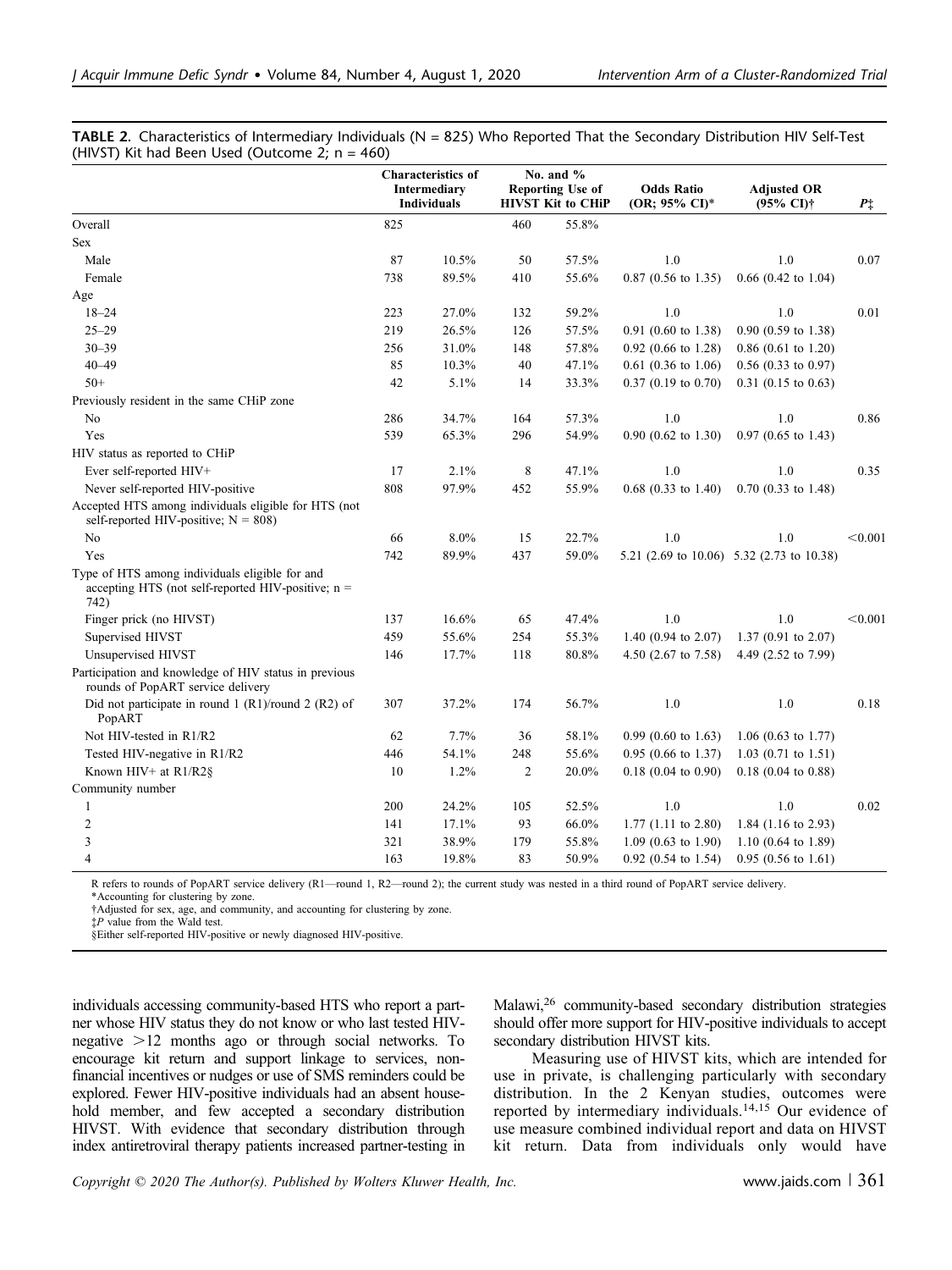**TABLE 2.** Characteristics of Intermediary Individuals (N = 825) Who Reported That the Secondary Distribution HIV Self-Test (HIVST) Kit had Been Used (Outcome 2; n = 460)

| | Characteristics of Intermediary Individuals | | No. and % Reporting Use of HIVST Kit to CHiP | | Odds Ratio (OR; 95% CI)* | Adjusted OR (95% CI)† | P‡ |
|---|---|---|---|---|---|---|---|
| Overall | 825 | | 460 | 55.8% | | | |
| Sex | | | | | | | |
| Male | 87 | 10.5% | 50 | 57.5% | 1.0 | 1.0 | 0.07 |
| Female | 738 | 89.5% | 410 | 55.6% | 0.87 (0.56 to 1.35) | 0.66 (0.42 to 1.04) | |
| Age | | | | | | | |
| 18–24 | 223 | 27.0% | 132 | 59.2% | 1.0 | 1.0 | 0.01 |
| 25–29 | 219 | 26.5% | 126 | 57.5% | 0.91 (0.60 to 1.38) | 0.90 (0.59 to 1.38) | |
| 30–39 | 256 | 31.0% | 148 | 57.8% | 0.92 (0.66 to 1.28) | 0.86 (0.61 to 1.20) | |
| 40–49 | 85 | 10.3% | 40 | 47.1% | 0.61 (0.36 to 1.06) | 0.56 (0.33 to 0.97) | |
| 50+ | 42 | 5.1% | 14 | 33.3% | 0.37 (0.19 to 0.70) | 0.31 (0.15 to 0.63) | |
| Previously resident in the same CHiP zone | | | | | | | |
| No | 286 | 34.7% | 164 | 57.3% | 1.0 | 1.0 | 0.86 |
| Yes | 539 | 65.3% | 296 | 54.9% | 0.90 (0.62 to 1.30) | 0.97 (0.65 to 1.43) | |
| HIV status as reported to CHiP | | | | | | | |
| Ever self-reported HIV+ | 17 | 2.1% | 8 | 47.1% | 1.0 | 1.0 | 0.35 |
| Never self-reported HIV-positive | 808 | 97.9% | 452 | 55.9% | 0.68 (0.33 to 1.40) | 0.70 (0.33 to 1.48) | |
| Accepted HTS among individuals eligible for HTS (not self-reported HIV-positive; N = 808) | | | | | | | |
| No | 66 | 8.0% | 15 | 22.7% | 1.0 | 1.0 | <0.001 |
| Yes | 742 | 89.9% | 437 | 59.0% | 5.21 (2.69 to 10.06) | 5.32 (2.73 to 10.38) | |
| Type of HTS among individuals eligible for and accepting HTS (not self-reported HIV-positive; n = 742) | | | | | | | |
| Finger prick (no HIVST) | 137 | 16.6% | 65 | 47.4% | 1.0 | 1.0 | <0.001 |
| Supervised HIVST | 459 | 55.6% | 254 | 55.3% | 1.40 (0.94 to 2.07) | 1.37 (0.91 to 2.07) | |
| Unsupervised HIVST | 146 | 17.7% | 118 | 80.8% | 4.50 (2.67 to 7.58) | 4.49 (2.52 to 7.99) | |
| Participation and knowledge of HIV status in previous rounds of PopART service delivery | | | | | | | |
| Did not participate in round 1 (R1)/round 2 (R2) of PopART | 307 | 37.2% | 174 | 56.7% | 1.0 | 1.0 | 0.18 |
| Not HIV-tested in R1/R2 | 62 | 7.7% | 36 | 58.1% | 0.99 (0.60 to 1.63) | 1.06 (0.63 to 1.77) | |
| Tested HIV-negative in R1/R2 | 446 | 54.1% | 248 | 55.6% | 0.95 (0.66 to 1.37) | 1.03 (0.71 to 1.51) | |
| Known HIV+ at R1/R2§ | 10 | 1.2% | 2 | 20.0% | 0.18 (0.04 to 0.90) | 0.18 (0.04 to 0.88) | |
| Community number | | | | | | | |
| 1 | 200 | 24.2% | 105 | 52.5% | 1.0 | 1.0 | 0.02 |
| 2 | 141 | 17.1% | 93 | 66.0% | 1.77 (1.11 to 2.80) | 1.84 (1.16 to 2.93) | |
| 3 | 321 | 38.9% | 179 | 55.8% | 1.09 (0.63 to 1.90) | 1.10 (0.64 to 1.89) | |
| 4 | 163 | 19.8% | 83 | 50.9% | 0.92 (0.54 to 1.54) | 0.95 (0.56 to 1.61) | |

R refers to rounds of PopART service delivery (R1—round 1, R2—round 2); the current study was nested in a third round of PopART service delivery.
*Accounting for clustering by zone.
†Adjusted for sex, age, and community, and accounting for clustering by zone.
‡P value from the Wald test.
§Either self-reported HIV-positive or newly diagnosed HIV-positive.

individuals accessing community-based HTS who report a partner whose HIV status they do not know or who last tested HIV-negative >12 months ago or through social networks. To encourage kit return and support linkage to services, non-financial incentives or nudges or use of SMS reminders could be explored. Fewer HIV-positive individuals had an absent household member, and few accepted a secondary distribution HIVST. With evidence that secondary distribution through index antiretroviral therapy patients increased partner-testing in Malawi,[26] community-based secondary distribution strategies should offer more support for HIV-positive individuals to accept secondary distribution HIVST kits.

Measuring use of HIVST kits, which are intended for use in private, is challenging particularly with secondary distribution. In the 2 Kenyan studies, outcomes were reported by intermediary individuals.[14,15] Our evidence of use measure combined individual report and data on HIVST kit return. Data from individuals only would have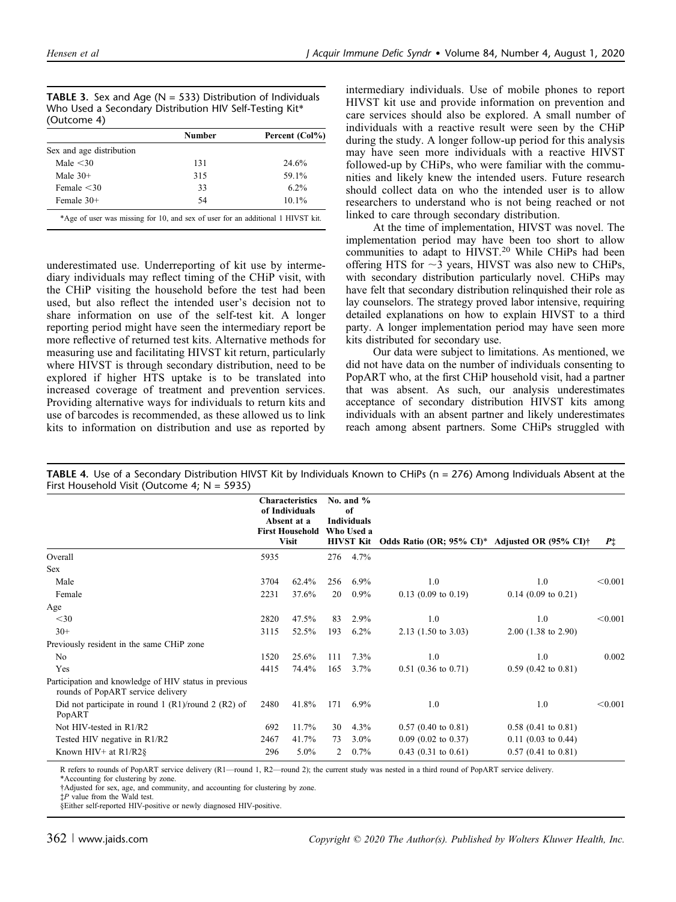**TABLE 3.** Sex and Age (N = 533) Distribution of Individuals Who Used a Secondary Distribution HIV Self-Testing Kit* (Outcome 4)

| | Number | Percent (Col%) |
|---|---|---|
| Sex and age distribution | | |
| Male <30 | 131 | 24.6% |
| Male 30+ | 315 | 59.1% |
| Female <30 | 33 | 6.2% |
| Female 30+ | 54 | 10.1% |

*Age of user was missing for 10, and sex of user for an additional 1 HIVST kit.

underestimated use. Underreporting of kit use by intermediary individuals may reflect timing of the CHiP visit, with the CHiP visiting the household before the test had been used, but also reflect the intended user's decision not to share information on use of the self-test kit. A longer reporting period might have seen the intermediary report be more reflective of returned test kits. Alternative methods for measuring use and facilitating HIVST kit return, particularly where HIVST is through secondary distribution, need to be explored if higher HTS uptake is to be translated into increased coverage of treatment and prevention services. Providing alternative ways for individuals to return kits and use of barcodes is recommended, as these allowed us to link kits to information on distribution and use as reported by intermediary individuals. Use of mobile phones to report HIVST kit use and provide information on prevention and care services should also be explored. A small number of individuals with a reactive result were seen by the CHiP during the study. A longer follow-up period for this analysis may have seen more individuals with a reactive HIVST followed-up by CHiPs, who were familiar with the communities and likely knew the intended users. Future research should collect data on who the intended user is to allow researchers to understand who is not being reached or not linked to care through secondary distribution.

At the time of implementation, HIVST was novel. The implementation period may have been too short to allow communities to adapt to HIVST.[20] While CHiPs had been offering HTS for ~3 years, HIVST was also new to CHiPs, with secondary distribution particularly novel. CHiPs may have felt that secondary distribution relinquished their role as lay counselors. The strategy proved labor intensive, requiring detailed explanations on how to explain HIVST to a third party. A longer implementation period may have seen more kits distributed for secondary use.

Our data were subject to limitations. As mentioned, we did not have data on the number of individuals consenting to PopART who, at the first CHiP household visit, had a partner that was absent. As such, our analysis underestimates acceptance of secondary distribution HIVST kits among individuals with an absent partner and likely underestimates reach among absent partners. Some CHiPs struggled with

**TABLE 4.** Use of a Secondary Distribution HIVST Kit by Individuals Known to CHiPs (n = 276) Among Individuals Absent at the First Household Visit (Outcome 4; N = 5935)

| | Characteristics of Individuals Absent at a First Household Visit | | No. and % of Individuals Who Used a HIVST Kit | | Odds Ratio (OR; 95% CI)* | Adjusted OR (95% CI)† | P‡ |
|---|---|---|---|---|---|---|---|
| Overall | 5935 | | 276 | 4.7% | | | |
| Sex | | | | | | | |
| Male | 3704 | 62.4% | 256 | 6.9% | 1.0 | 1.0 | <0.001 |
| Female | 2231 | 37.6% | 20 | 0.9% | 0.13 (0.09 to 0.19) | 0.14 (0.09 to 0.21) | |
| Age | | | | | | | |
| <30 | 2820 | 47.5% | 83 | 2.9% | 1.0 | 1.0 | <0.001 |
| 30+ | 3115 | 52.5% | 193 | 6.2% | 2.13 (1.50 to 3.03) | 2.00 (1.38 to 2.90) | |
| Previously resident in the same CHiP zone | | | | | | | |
| No | 1520 | 25.6% | 111 | 7.3% | 1.0 | 1.0 | 0.002 |
| Yes | 4415 | 74.4% | 165 | 3.7% | 0.51 (0.36 to 0.71) | 0.59 (0.42 to 0.81) | |
| Participation and knowledge of HIV status in previous rounds of PopART service delivery | | | | | | | |
| Did not participate in round 1 (R1)/round 2 (R2) of PopART | 2480 | 41.8% | 171 | 6.9% | 1.0 | 1.0 | <0.001 |
| Not HIV-tested in R1/R2 | 692 | 11.7% | 30 | 4.3% | 0.57 (0.40 to 0.81) | 0.58 (0.41 to 0.81) | |
| Tested HIV negative in R1/R2 | 2467 | 41.7% | 73 | 3.0% | 0.09 (0.02 to 0.37) | 0.11 (0.03 to 0.44) | |
| Known HIV+ at R1/R2§ | 296 | 5.0% | 2 | 0.7% | 0.43 (0.31 to 0.61) | 0.57 (0.41 to 0.81) | |

R refers to rounds of PopART service delivery (R1—round 1, R2—round 2); the current study was nested in a third round of PopART service delivery.

*Accounting for clustering by zone.

†Adjusted for sex, age, and community, and accounting for clustering by zone.

‡P value from the Wald test.

§Either self-reported HIV-positive or newly diagnosed HIV-positive.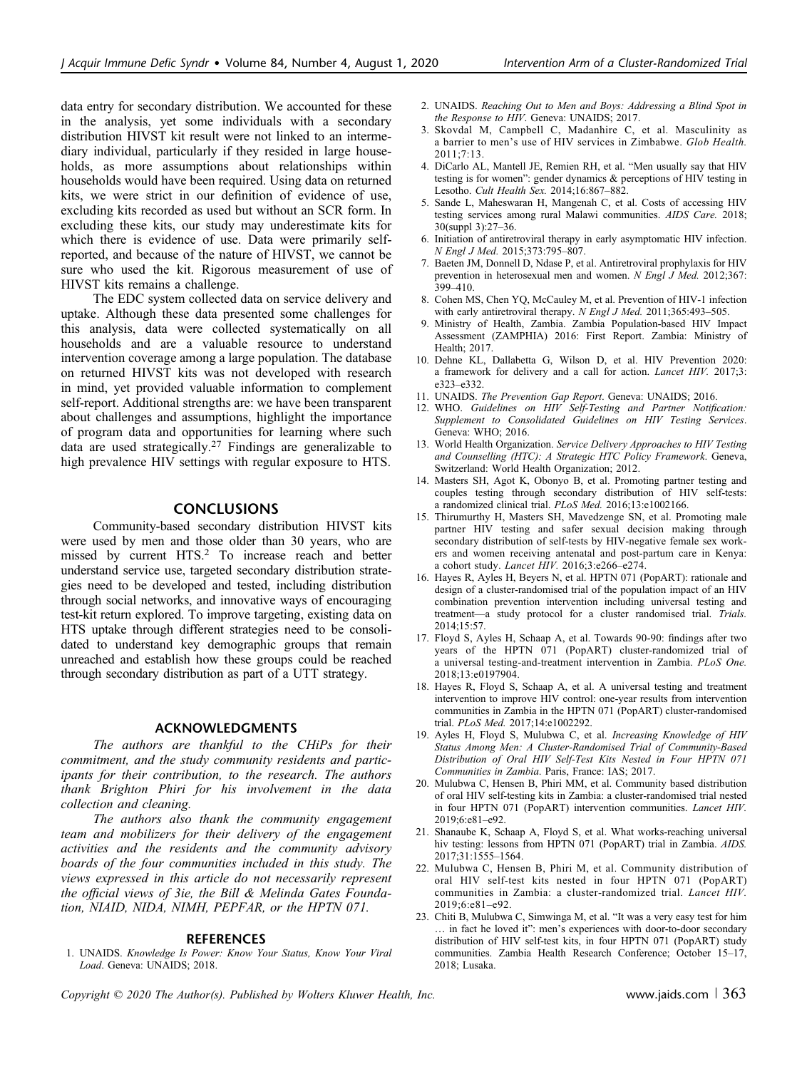data entry for secondary distribution. We accounted for these in the analysis, yet some individuals with a secondary distribution HIVST kit result were not linked to an intermediary individual, particularly if they resided in large households, as more assumptions about relationships within households would have been required. Using data on returned kits, we were strict in our definition of evidence of use, excluding kits recorded as used but without an SCR form. In excluding these kits, our study may underestimate kits for which there is evidence of use. Data were primarily self-reported, and because of the nature of HIVST, we cannot be sure who used the kit. Rigorous measurement of use of HIVST kits remains a challenge.

The EDC system collected data on service delivery and uptake. Although these data presented some challenges for this analysis, data were collected systematically on all households and are a valuable resource to understand intervention coverage among a large population. The database on returned HIVST kits was not developed with research in mind, yet provided valuable information to complement self-report. Additional strengths are: we have been transparent about challenges and assumptions, highlight the importance of program data and opportunities for learning where such data are used strategically.[27] Findings are generalizable to high prevalence HIV settings with regular exposure to HTS.

## CONCLUSIONS

Community-based secondary distribution HIVST kits were used by men and those older than 30 years, who are missed by current HTS.[2] To increase reach and better understand service use, targeted secondary distribution strategies need to be developed and tested, including distribution through social networks, and innovative ways of encouraging test-kit return explored. To improve targeting, existing data on HTS uptake through different strategies need to be consolidated to understand key demographic groups that remain unreached and establish how these groups could be reached through secondary distribution as part of a UTT strategy.

## ACKNOWLEDGMENTS

*The authors are thankful to the CHiPs for their commitment, and the study community residents and participants for their contribution, to the research. The authors thank Brighton Phiri for his involvement in the data collection and cleaning.*

*The authors also thank the community engagement team and mobilizers for their delivery of the engagement activities and the residents and the community advisory boards of the four communities included in this study. The views expressed in this article do not necessarily represent the official views of 3ie, the Bill & Melinda Gates Foundation, NIAID, NIDA, NIMH, PEPFAR, or the HPTN 071.*

## REFERENCES

1. UNAIDS. *Knowledge Is Power: Know Your Status, Know Your Viral Load*. Geneva: UNAIDS; 2018.
2. UNAIDS. *Reaching Out to Men and Boys: Addressing a Blind Spot in the Response to HIV*. Geneva: UNAIDS; 2017.
3. Skovdal M, Campbell C, Madanhire C, et al. Masculinity as a barrier to men's use of HIV services in Zimbabwe. *Glob Health.* 2011;7:13.
4. DiCarlo AL, Mantell JE, Remien RH, et al. "Men usually say that HIV testing is for women": gender dynamics & perceptions of HIV testing in Lesotho. *Cult Health Sex.* 2014;16:867–882.
5. Sande L, Maheswaran H, Mangenah C, et al. Costs of accessing HIV testing services among rural Malawi communities. *AIDS Care.* 2018; 30(suppl 3):27–36.
6. Initiation of antiretroviral therapy in early asymptomatic HIV infection. *N Engl J Med.* 2015;373:795–807.
7. Baeten JM, Donnell D, Ndase P, et al. Antiretroviral prophylaxis for HIV prevention in heterosexual men and women. *N Engl J Med.* 2012;367: 399–410.
8. Cohen MS, Chen YQ, McCauley M, et al. Prevention of HIV-1 infection with early antiretroviral therapy. *N Engl J Med.* 2011;365:493–505.
9. Ministry of Health, Zambia. Zambia Population-based HIV Impact Assessment (ZAMPHIA) 2016: First Report. Zambia: Ministry of Health; 2017.
10. Dehne KL, Dallabetta G, Wilson D, et al. HIV Prevention 2020: a framework for delivery and a call for action. *Lancet HIV.* 2017;3: e323–e332.
11. UNAIDS. *The Prevention Gap Report.* Geneva: UNAIDS; 2016.
12. WHO. *Guidelines on HIV Self-Testing and Partner Notification: Supplement to Consolidated Guidelines on HIV Testing Services*. Geneva: WHO; 2016.
13. World Health Organization. *Service Delivery Approaches to HIV Testing and Counselling (HTC): A Strategic HTC Policy Framework*. Geneva, Switzerland: World Health Organization; 2012.
14. Masters SH, Agot K, Obonyo B, et al. Promoting partner testing and couples testing through secondary distribution of HIV self-tests: a randomized clinical trial. *PLoS Med.* 2016;13:e1002166.
15. Thirumurthy H, Masters SH, Mavedzenge SN, et al. Promoting male partner HIV testing and safer sexual decision making through secondary distribution of self-tests by HIV-negative female sex workers and women receiving antenatal and post-partum care in Kenya: a cohort study. *Lancet HIV.* 2016;3:e266–e274.
16. Hayes R, Ayles H, Beyers N, et al. HPTN 071 (PopART): rationale and design of a cluster-randomised trial of the population impact of an HIV combination prevention intervention including universal testing and treatment—a study protocol for a cluster randomised trial. *Trials.* 2014;15:57.
17. Floyd S, Ayles H, Schaap A, et al. Towards 90-90: findings after two years of the HPTN 071 (PopART) cluster-randomized trial of a universal testing-and-treatment intervention in Zambia. *PLoS One.* 2018;13:e0197904.
18. Hayes R, Floyd S, Schaap A, et al. A universal testing and treatment intervention to improve HIV control: one-year results from intervention communities in Zambia in the HPTN 071 (PopART) cluster-randomised trial. *PLoS Med.* 2017;14:e1002292.
19. Ayles H, Floyd S, Mulubwa C, et al. *Increasing Knowledge of HIV Status Among Men: A Cluster-Randomised Trial of Community-Based Distribution of Oral HIV Self-Test Kits Nested in Four HPTN 071 Communities in Zambia*. Paris, France: IAS; 2017.
20. Mulubwa C, Hensen B, Phiri MM, et al. Community based distribution of oral HIV self-testing kits in Zambia: a cluster-randomised trial nested in four HPTN 071 (PopART) intervention communities. *Lancet HIV.* 2019;6:e81–e92.
21. Shanaube K, Schaap A, Floyd S, et al. What works-reaching universal hiv testing: lessons from HPTN 071 (PopART) trial in Zambia. *AIDS.* 2017;31:1555–1564.
22. Mulubwa C, Hensen B, Phiri M, et al. Community distribution of oral HIV self-test kits nested in four HPTN 071 (PopART) communities in Zambia: a cluster-randomized trial. *Lancet HIV.* 2019;6:e81–e92.
23. Chiti B, Mulubwa C, Simwinga M, et al. "It was a very easy test for him … in fact he loved it": men's experiences with door-to-door secondary distribution of HIV self-test kits, in four HPTN 071 (PopART) study communities. Zambia Health Research Conference; October 15–17, 2018; Lusaka.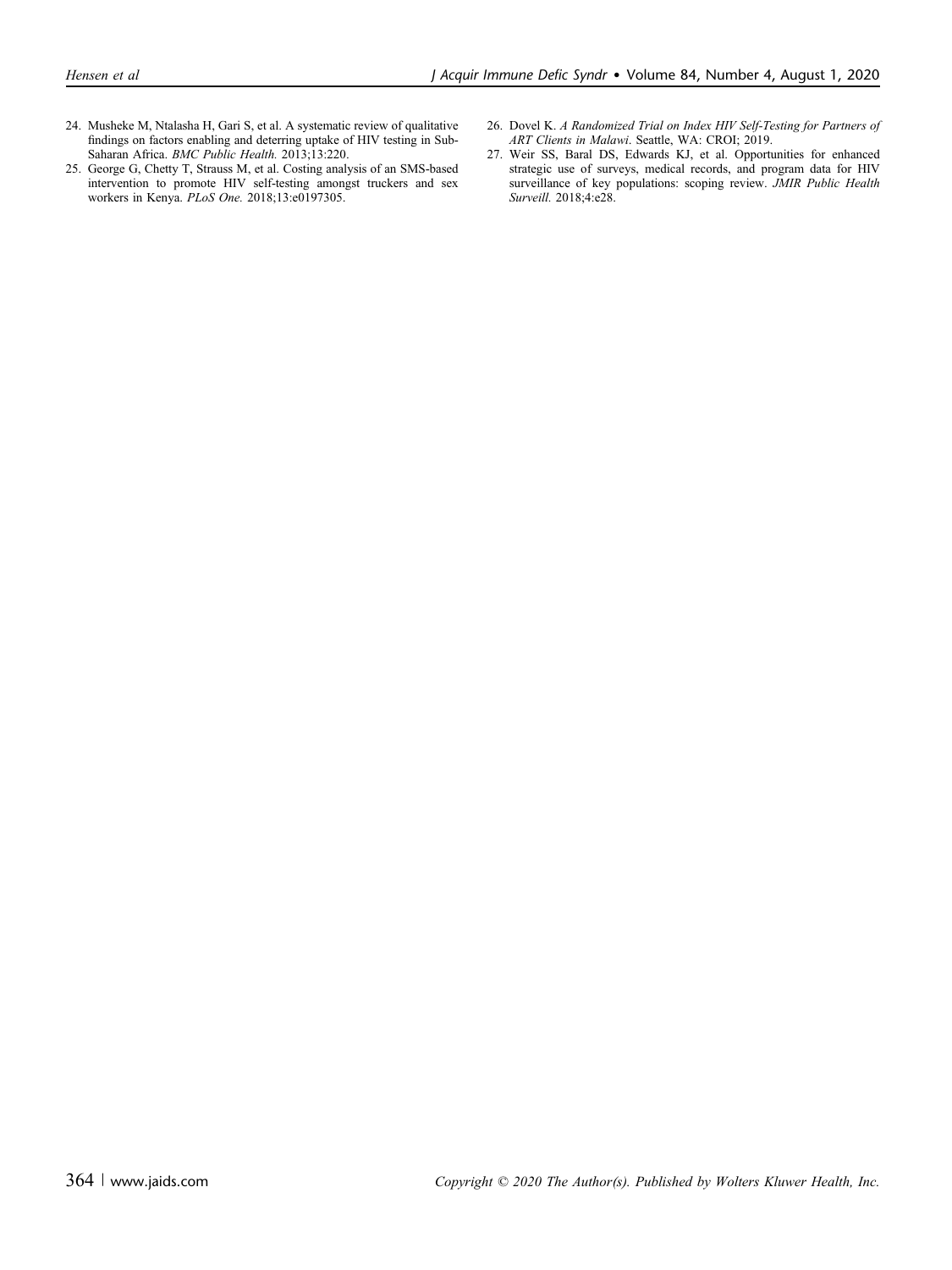24. Musheke M, Ntalasha H, Gari S, et al. A systematic review of qualitative findings on factors enabling and deterring uptake of HIV testing in Sub-Saharan Africa. *BMC Public Health.* 2013;13:220.
25. George G, Chetty T, Strauss M, et al. Costing analysis of an SMS-based intervention to promote HIV self-testing amongst truckers and sex workers in Kenya. *PLoS One.* 2018;13:e0197305.
26. Dovel K. *A Randomized Trial on Index HIV Self-Testing for Partners of ART Clients in Malawi*. Seattle, WA: CROI; 2019.
27. Weir SS, Baral DS, Edwards KJ, et al. Opportunities for enhanced strategic use of surveys, medical records, and program data for HIV surveillance of key populations: scoping review. *JMIR Public Health Surveill.* 2018;4:e28.